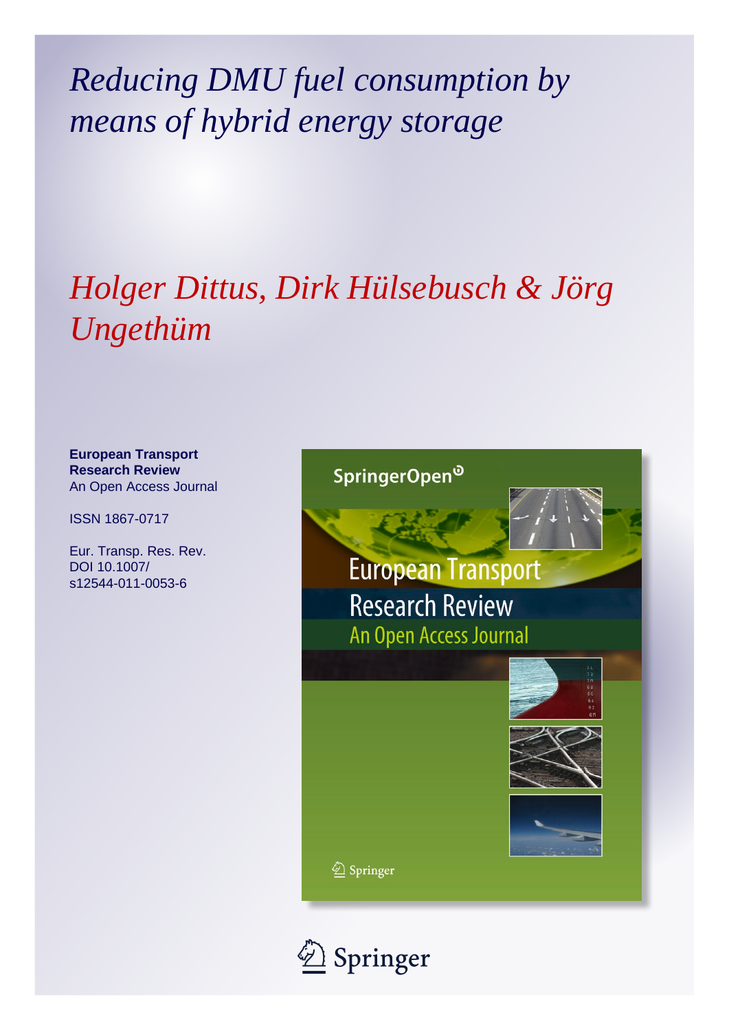# *Reducing DMU fuel consumption by means of hybrid energy storage*

## *Holger Dittus, Dirk Hülsebusch & Jörg Ungethüm*

**European Transport Research Review**
An Open Access Journal

ISSN 1867-0717

Eur. Transp. Res. Rev.
DOI 10.1007/
s12544-011-0053-6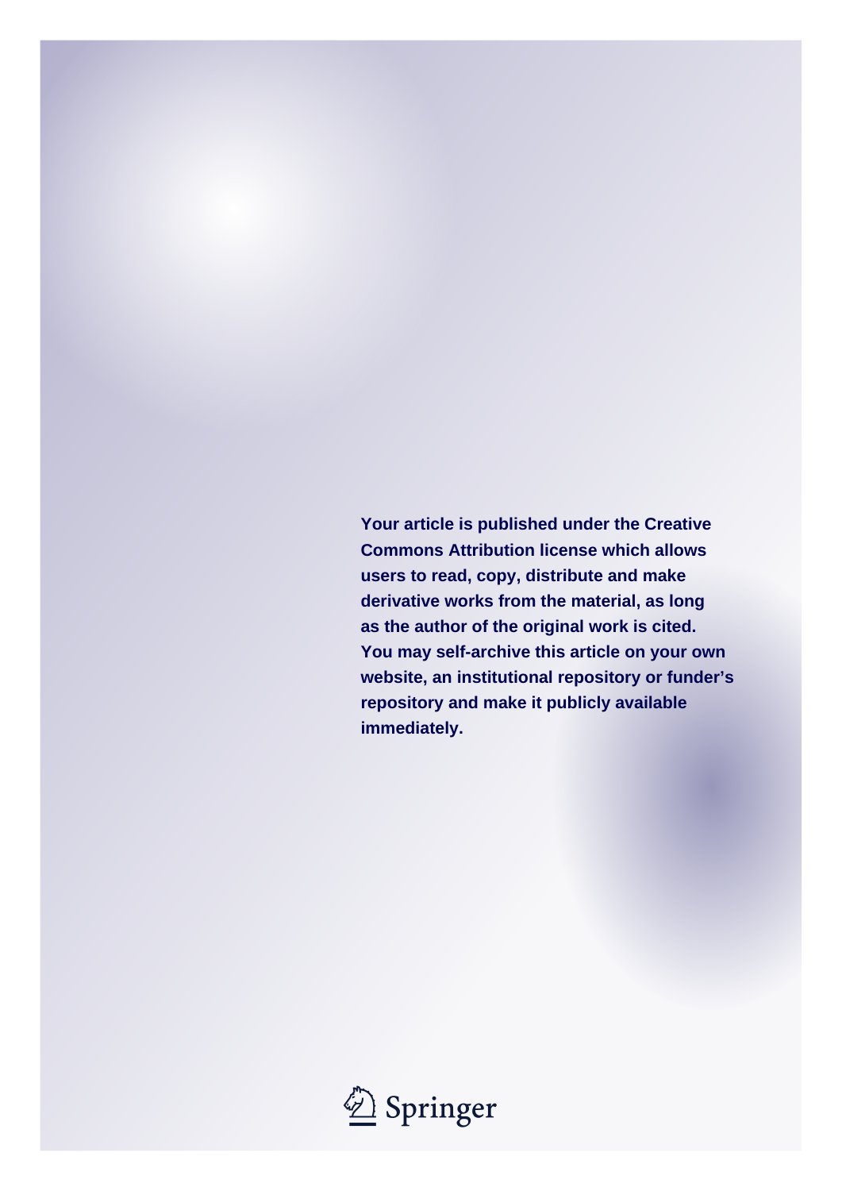**Your article is published under the Creative Commons Attribution license which allows users to read, copy, distribute and make derivative works from the material, as long as the author of the original work is cited. You may self-archive this article on your own website, an institutional repository or funder's repository and make it publicly available immediately.**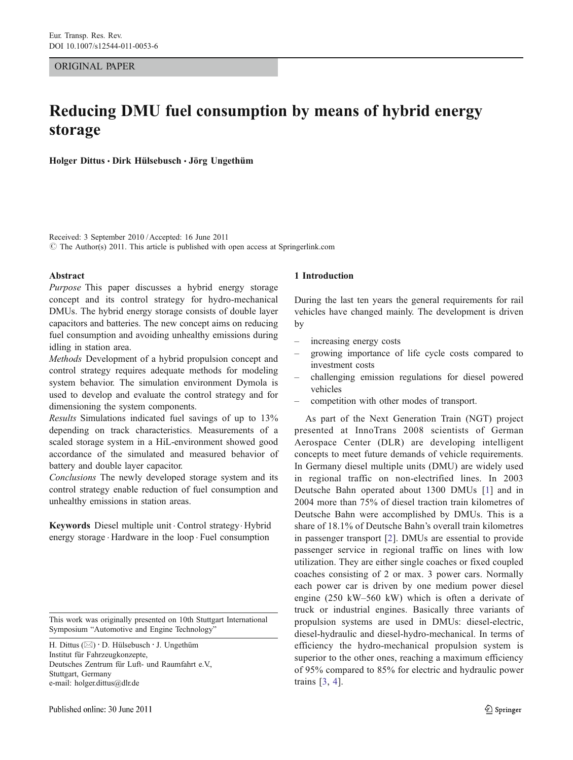ORIGINAL PAPER

# Reducing DMU fuel consumption by means of hybrid energy storage

**Holger Dittus · Dirk Hülsebusch · Jörg Ungethüm**

Received: 3 September 2010 / Accepted: 16 June 2011
© The Author(s) 2011. This article is published with open access at Springerlink.com

**Abstract**

*Purpose* This paper discusses a hybrid energy storage concept and its control strategy for hydro-mechanical DMUs. The hybrid energy storage consists of double layer capacitors and batteries. The new concept aims on reducing fuel consumption and avoiding unhealthy emissions during idling in station area.

*Methods* Development of a hybrid propulsion concept and control strategy requires adequate methods for modeling system behavior. The simulation environment Dymola is used to develop and evaluate the control strategy and for dimensioning the system components.

*Results* Simulations indicated fuel savings of up to 13% depending on track characteristics. Measurements of a scaled storage system in a HiL-environment showed good accordance of the simulated and measured behavior of battery and double layer capacitor.

*Conclusions* The newly developed storage system and its control strategy enable reduction of fuel consumption and unhealthy emissions in station areas.

**Keywords** Diesel multiple unit · Control strategy · Hybrid energy storage · Hardware in the loop · Fuel consumption

This work was originally presented on 10th Stuttgart International Symposium "Automotive and Engine Technology"

H. Dittus (✉) · D. Hülsebusch · J. Ungethüm
Institut für Fahrzeugkonzepte,
Deutsches Zentrum für Luft- und Raumfahrt e.V.,
Stuttgart, Germany
e-mail: holger.dittus@dlr.de

## 1 Introduction

During the last ten years the general requirements for rail vehicles have changed mainly. The development is driven by

- increasing energy costs
- growing importance of life cycle costs compared to investment costs
- challenging emission regulations for diesel powered vehicles
- competition with other modes of transport.

As part of the Next Generation Train (NGT) project presented at InnoTrans 2008 scientists of German Aerospace Center (DLR) are developing intelligent concepts to meet future demands of vehicle requirements. In Germany diesel multiple units (DMU) are widely used in regional traffic on non-electrified lines. In 2003 Deutsche Bahn operated about 1300 DMUs [1] and in 2004 more than 75% of diesel traction train kilometres of Deutsche Bahn were accomplished by DMUs. This is a share of 18.1% of Deutsche Bahn's overall train kilometres in passenger transport [2]. DMUs are essential to provide passenger service in regional traffic on lines with low utilization. They are either single coaches or fixed coupled coaches consisting of 2 or max. 3 power cars. Normally each power car is driven by one medium power diesel engine (250 kW–560 kW) which is often a derivate of truck or industrial engines. Basically three variants of propulsion systems are used in DMUs: diesel-electric, diesel-hydraulic and diesel-hydro-mechanical. In terms of efficiency the hydro-mechanical propulsion system is superior to the other ones, reaching a maximum efficiency of 95% compared to 85% for electric and hydraulic power trains [3, 4].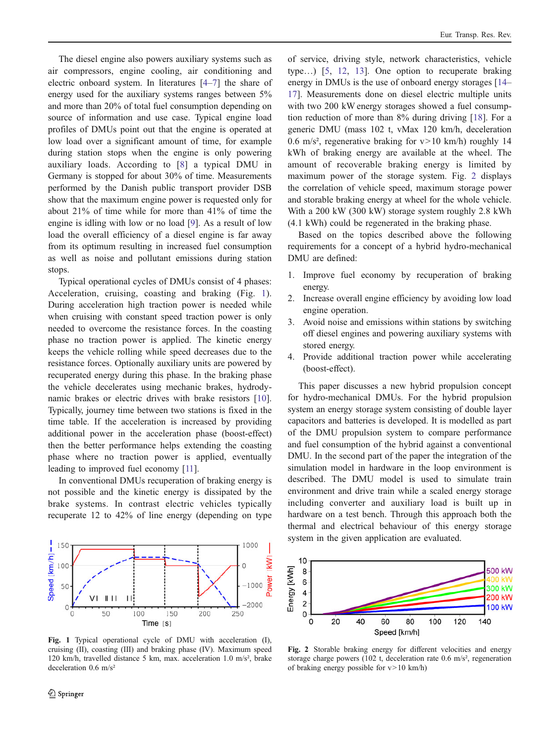The diesel engine also powers auxiliary systems such as air compressors, engine cooling, air conditioning and electric onboard system. In literatures [4–7] the share of energy used for the auxiliary systems ranges between 5% and more than 20% of total fuel consumption depending on source of information and use case. Typical engine load profiles of DMUs point out that the engine is operated at low load over a significant amount of time, for example during station stops when the engine is only powering auxiliary loads. According to [8] a typical DMU in Germany is stopped for about 30% of time. Measurements performed by the Danish public transport provider DSB show that the maximum engine power is requested only for about 21% of time while for more than 41% of time the engine is idling with low or no load [9]. As a result of low load the overall efficiency of a diesel engine is far away from its optimum resulting in increased fuel consumption as well as noise and pollutant emissions during station stops.

Typical operational cycles of DMUs consist of 4 phases: Acceleration, cruising, coasting and braking (Fig. 1). During acceleration high traction power is needed while when cruising with constant speed traction power is only needed to overcome the resistance forces. In the coasting phase no traction power is applied. The kinetic energy keeps the vehicle rolling while speed decreases due to the resistance forces. Optionally auxiliary units are powered by recuperated energy during this phase. In the braking phase the vehicle decelerates using mechanic brakes, hydrodynamic brakes or electric drives with brake resistors [10]. Typically, journey time between two stations is fixed in the time table. If the acceleration is increased by providing additional power in the acceleration phase (boost-effect) then the better performance helps extending the coasting phase where no traction power is applied, eventually leading to improved fuel economy [11].

In conventional DMUs recuperation of braking energy is not possible and the kinetic energy is dissipated by the brake systems. In contrast electric vehicles typically recuperate 12 to 42% of line energy (depending on type of service, driving style, network characteristics, vehicle type…) [5, 12, 13]. One option to recuperate braking energy in DMUs is the use of onboard energy storages [14–17]. Measurements done on diesel electric multiple units with two 200 kW energy storages showed a fuel consumption reduction of more than 8% during driving [18]. For a generic DMU (mass 102 t, vMax 120 km/h, deceleration 0.6 m/s², regenerative braking for v>10 km/h) roughly 14 kWh of braking energy are available at the wheel. The amount of recoverable braking energy is limited by maximum power of the storage system. Fig. 2 displays the correlation of vehicle speed, maximum storage power and storable braking energy at wheel for the whole vehicle. With a 200 kW (300 kW) storage system roughly 2.8 kWh (4.1 kWh) could be regenerated in the braking phase.

Based on the topics described above the following requirements for a concept of a hybrid hydro-mechanical DMU are defined:

1. Improve fuel economy by recuperation of braking energy.
2. Increase overall engine efficiency by avoiding low load engine operation.
3. Avoid noise and emissions within stations by switching off diesel engines and powering auxiliary systems with stored energy.
4. Provide additional traction power while accelerating (boost-effect).

This paper discusses a new hybrid propulsion concept for hydro-mechanical DMUs. For the hybrid propulsion system an energy storage system consisting of double layer capacitors and batteries is developed. It is modelled as part of the DMU propulsion system to compare performance and fuel consumption of the hybrid against a conventional DMU. In the second part of the paper the integration of the simulation model in hardware in the loop environment is described. The DMU model is used to simulate train environment and drive train while a scaled energy storage including converter and auxiliary load is built up in hardware on a test bench. Through this approach both the thermal and electrical behaviour of this energy storage system in the given application are evaluated.

**Fig. 1** Typical operational cycle of DMU with acceleration (I), cruising (II), coasting (III) and braking phase (IV). Maximum speed 120 km/h, travelled distance 5 km, max. acceleration 1.0 m/s², brake deceleration 0.6 m/s²

**Fig. 2** Storable braking energy for different velocities and energy storage charge powers (102 t, deceleration rate 0.6 m/s², regeneration of braking energy possible for v>10 km/h)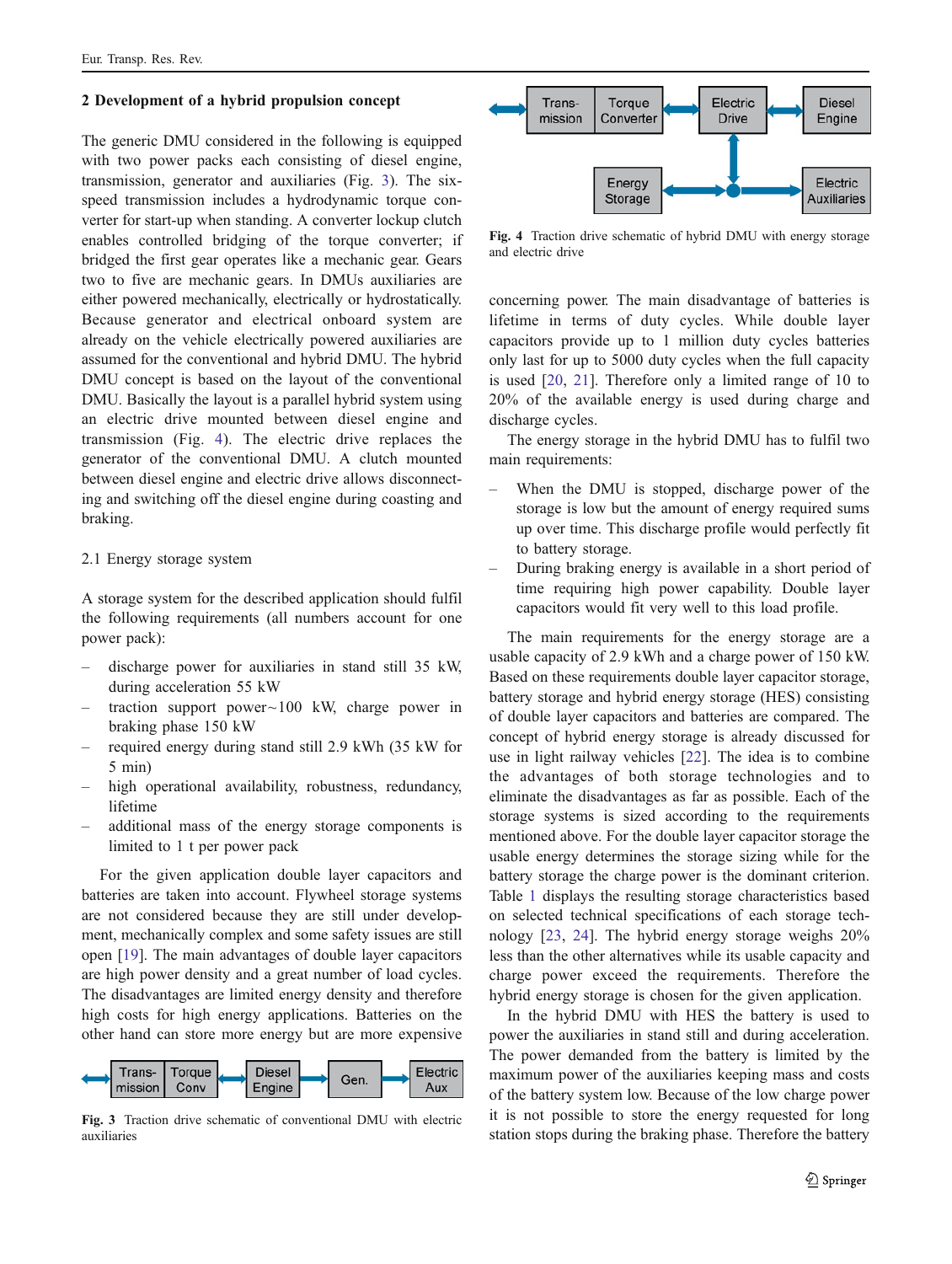## 2 Development of a hybrid propulsion concept

The generic DMU considered in the following is equipped with two power packs each consisting of diesel engine, transmission, generator and auxiliaries (Fig. 3). The six-speed transmission includes a hydrodynamic torque converter for start-up when standing. A converter lockup clutch enables controlled bridging of the torque converter; if bridged the first gear operates like a mechanic gear. Gears two to five are mechanic gears. In DMUs auxiliaries are either powered mechanically, electrically or hydrostatically. Because generator and electrical onboard system are already on the vehicle electrically powered auxiliaries are assumed for the conventional and hybrid DMU. The hybrid DMU concept is based on the layout of the conventional DMU. Basically the layout is a parallel hybrid system using an electric drive mounted between diesel engine and transmission (Fig. 4). The electric drive replaces the generator of the conventional DMU. A clutch mounted between diesel engine and electric drive allows disconnecting and switching off the diesel engine during coasting and braking.

### 2.1 Energy storage system

A storage system for the described application should fulfil the following requirements (all numbers account for one power pack):

- discharge power for auxiliaries in stand still 35 kW, during acceleration 55 kW
- traction support power ~100 kW, charge power in braking phase 150 kW
- required energy during stand still 2.9 kWh (35 kW for 5 min)
- high operational availability, robustness, redundancy, lifetime
- additional mass of the energy storage components is limited to 1 t per power pack

For the given application double layer capacitors and batteries are taken into account. Flywheel storage systems are not considered because they are still under development, mechanically complex and some safety issues are still open [19]. The main advantages of double layer capacitors are high power density and a great number of load cycles. The disadvantages are limited energy density and therefore high costs for high energy applications. Batteries on the other hand can store more energy but are more expensive

Trans-mission | Torque Conv | Diesel Engine | Gen. | Electric Aux

Fig. 3 Traction drive schematic of conventional DMU with electric auxiliaries

Trans-mission | Torque Converter | Electric Drive | Diesel Engine | Energy Storage | Electric Auxiliaries

Fig. 4 Traction drive schematic of hybrid DMU with energy storage and electric drive

concerning power. The main disadvantage of batteries is lifetime in terms of duty cycles. While double layer capacitors provide up to 1 million duty cycles batteries only last for up to 5000 duty cycles when the full capacity is used [20, 21]. Therefore only a limited range of 10 to 20% of the available energy is used during charge and discharge cycles.

The energy storage in the hybrid DMU has to fulfil two main requirements:

- When the DMU is stopped, discharge power of the storage is low but the amount of energy required sums up over time. This discharge profile would perfectly fit to battery storage.
- During braking energy is available in a short period of time requiring high power capability. Double layer capacitors would fit very well to this load profile.

The main requirements for the energy storage are a usable capacity of 2.9 kWh and a charge power of 150 kW. Based on these requirements double layer capacitor storage, battery storage and hybrid energy storage (HES) consisting of double layer capacitors and batteries are compared. The concept of hybrid energy storage is already discussed for use in light railway vehicles [22]. The idea is to combine the advantages of both storage technologies and to eliminate the disadvantages as far as possible. Each of the storage systems is sized according to the requirements mentioned above. For the double layer capacitor storage the usable energy determines the storage sizing while for the battery storage the charge power is the dominant criterion. Table 1 displays the resulting storage characteristics based on selected technical specifications of each storage technology [23, 24]. The hybrid energy storage weighs 20% less than the other alternatives while its usable capacity and charge power exceed the requirements. Therefore the hybrid energy storage is chosen for the given application.

In the hybrid DMU with HES the battery is used to power the auxiliaries in stand still and during acceleration. The power demanded from the battery is limited by the maximum power of the auxiliaries keeping mass and costs of the battery system low. Because of the low charge power it is not possible to store the energy requested for long station stops during the braking phase. Therefore the battery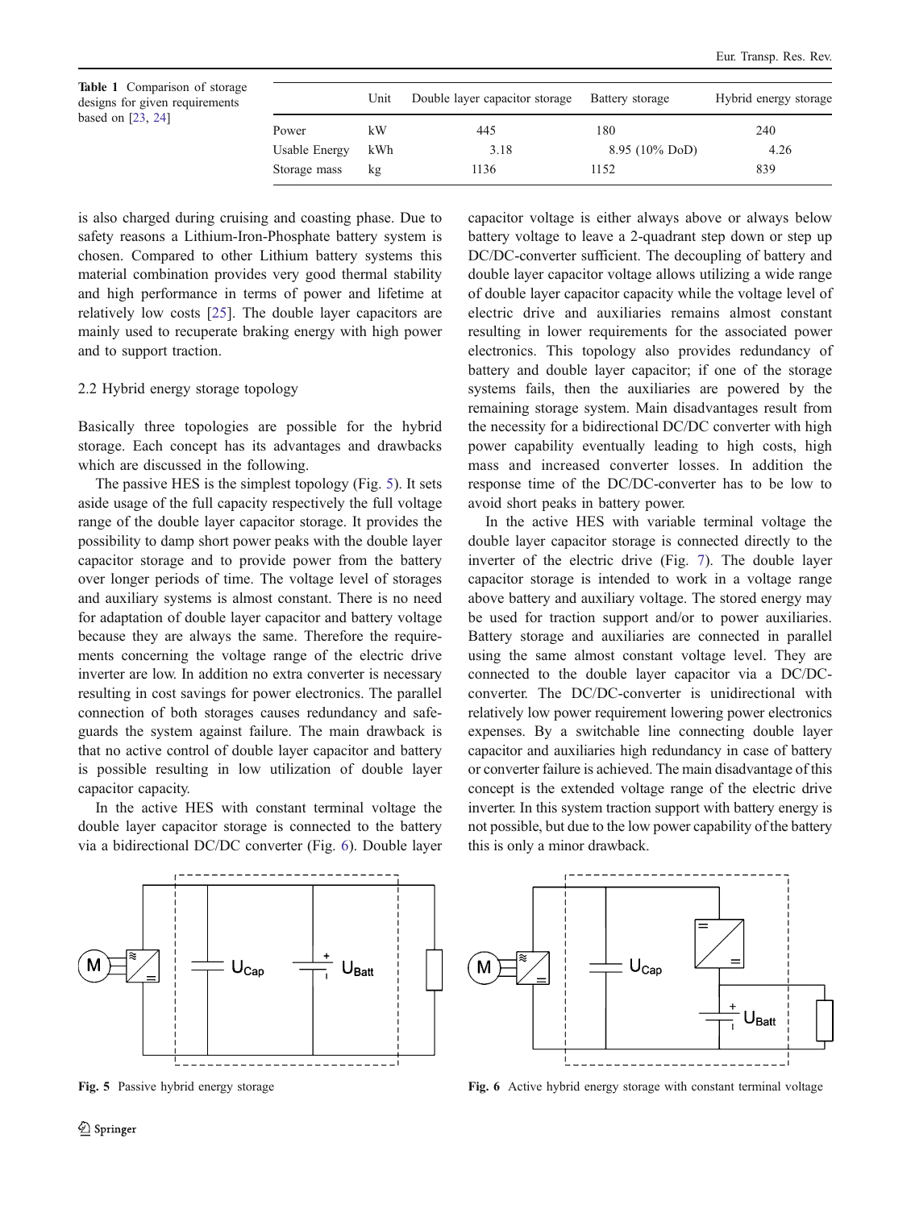**Table 1** Comparison of storage designs for given requirements based on [23, 24]

| | Unit | Double layer capacitor storage | Battery storage | Hybrid energy storage |
|---|---|---|---|---|
| Power | kW | 445 | 180 | 240 |
| Usable Energy | kWh | 3.18 | 8.95 (10% DoD) | 4.26 |
| Storage mass | kg | 1136 | 1152 | 839 |

is also charged during cruising and coasting phase. Due to safety reasons a Lithium-Iron-Phosphate battery system is chosen. Compared to other Lithium battery systems this material combination provides very good thermal stability and high performance in terms of power and lifetime at relatively low costs [25]. The double layer capacitors are mainly used to recuperate braking energy with high power and to support traction.

### 2.2 Hybrid energy storage topology

Basically three topologies are possible for the hybrid storage. Each concept has its advantages and drawbacks which are discussed in the following.

The passive HES is the simplest topology (Fig. 5). It sets aside usage of the full capacity respectively the full voltage range of the double layer capacitor storage. It provides the possibility to damp short power peaks with the double layer capacitor storage and to provide power from the battery over longer periods of time. The voltage level of storages and auxiliary systems is almost constant. There is no need for adaptation of double layer capacitor and battery voltage because they are always the same. Therefore the requirements concerning the voltage range of the electric drive inverter are low. In addition no extra converter is necessary resulting in cost savings for power electronics. The parallel connection of both storages causes redundancy and safeguards the system against failure. The main drawback is that no active control of double layer capacitor and battery is possible resulting in low utilization of double layer capacitor capacity.

In the active HES with constant terminal voltage the double layer capacitor storage is connected to the battery via a bidirectional DC/DC converter (Fig. 6). Double layer capacitor voltage is either always above or always below battery voltage to leave a 2-quadrant step down or step up DC/DC-converter sufficient. The decoupling of battery and double layer capacitor voltage allows utilizing a wide range of double layer capacitor capacity while the voltage level of electric drive and auxiliaries remains almost constant resulting in lower requirements for the associated power electronics. This topology also provides redundancy of battery and double layer capacitor; if one of the storage systems fails, then the auxiliaries are powered by the remaining storage system. Main disadvantages result from the necessity for a bidirectional DC/DC converter with high power capability eventually leading to high costs, high mass and increased converter losses. In addition the response time of the DC/DC-converter has to be low to avoid short peaks in battery power.

In the active HES with variable terminal voltage the double layer capacitor storage is connected directly to the inverter of the electric drive (Fig. 7). The double layer capacitor storage is intended to work in a voltage range above battery and auxiliary voltage. The stored energy may be used for traction support and/or to power auxiliaries. Battery storage and auxiliaries are connected in parallel using the same almost constant voltage level. They are connected to the double layer capacitor via a DC/DC-converter. The DC/DC-converter is unidirectional with relatively low power requirement lowering power electronics expenses. By a switchable line connecting double layer capacitor and auxiliaries high redundancy in case of battery or converter failure is achieved. The main disadvantage of this concept is the extended voltage range of the electric drive inverter. In this system traction support with battery energy is not possible, but due to the low power capability of the battery this is only a minor drawback.

**Fig. 5** Passive hybrid energy storage

**Fig. 6** Active hybrid energy storage with constant terminal voltage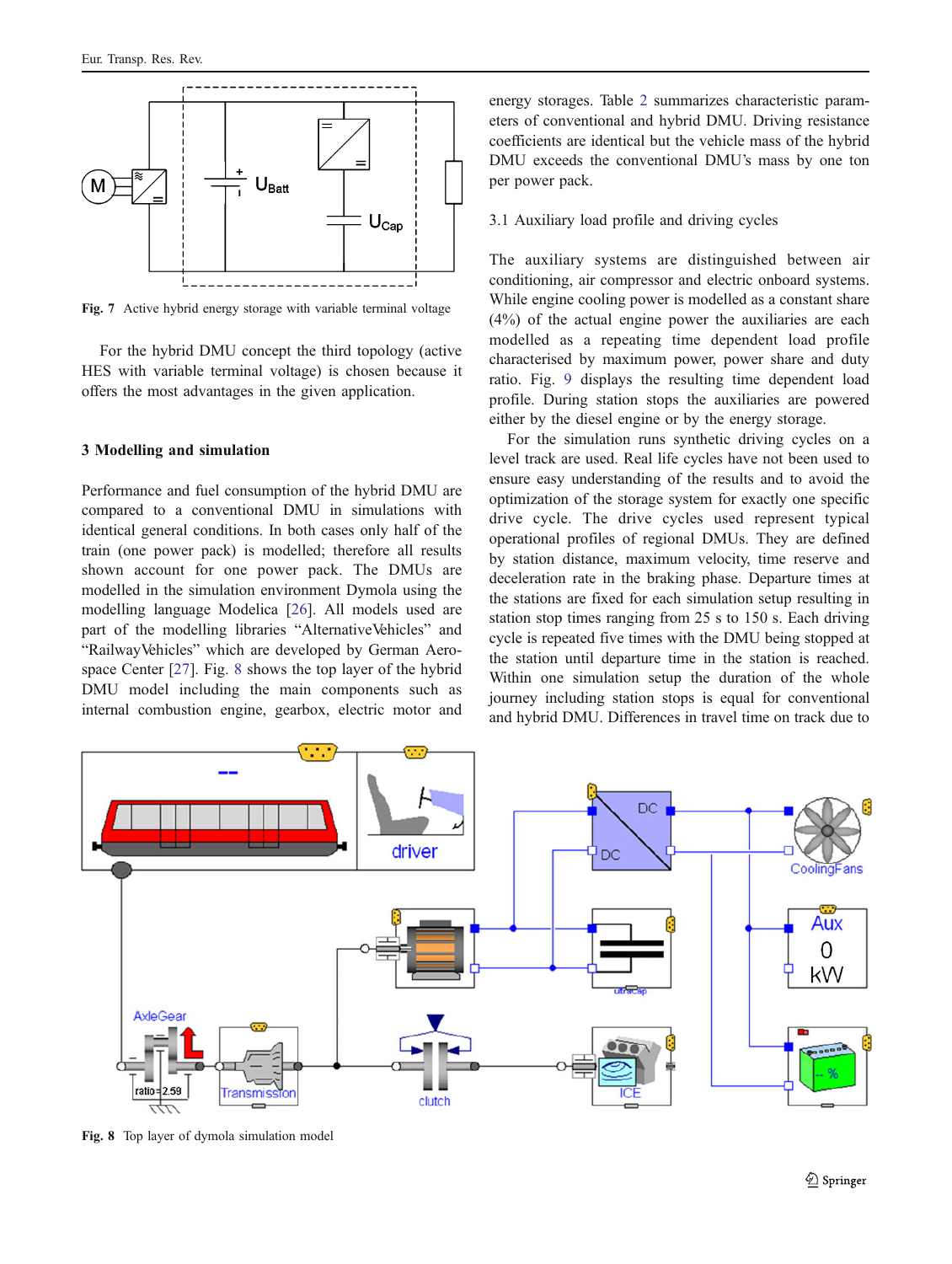Fig. 7 Active hybrid energy storage with variable terminal voltage

For the hybrid DMU concept the third topology (active HES with variable terminal voltage) is chosen because it offers the most advantages in the given application.

## 3 Modelling and simulation

Performance and fuel consumption of the hybrid DMU are compared to a conventional DMU in simulations with identical general conditions. In both cases only half of the train (one power pack) is modelled; therefore all results shown account for one power pack. The DMUs are modelled in the simulation environment Dymola using the modelling language Modelica [26]. All models used are part of the modelling libraries "AlternativeVehicles" and "RailwayVehicles" which are developed by German Aerospace Center [27]. Fig. 8 shows the top layer of the hybrid DMU model including the main components such as internal combustion engine, gearbox, electric motor and energy storages. Table 2 summarizes characteristic parameters of conventional and hybrid DMU. Driving resistance coefficients are identical but the vehicle mass of the hybrid DMU exceeds the conventional DMU's mass by one ton per power pack.

### 3.1 Auxiliary load profile and driving cycles

The auxiliary systems are distinguished between air conditioning, air compressor and electric onboard systems. While engine cooling power is modelled as a constant share (4%) of the actual engine power the auxiliaries are each modelled as a repeating time dependent load profile characterised by maximum power, power share and duty ratio. Fig. 9 displays the resulting time dependent load profile. During station stops the auxiliaries are powered either by the diesel engine or by the energy storage.

For the simulation runs synthetic driving cycles on a level track are used. Real life cycles have not been used to ensure easy understanding of the results and to avoid the optimization of the storage system for exactly one specific drive cycle. The drive cycles used represent typical operational profiles of regional DMUs. They are defined by station distance, maximum velocity, time reserve and deceleration rate in the braking phase. Departure times at the stations are fixed for each simulation setup resulting in station stop times ranging from 25 s to 150 s. Each driving cycle is repeated five times with the DMU being stopped at the station until departure time in the station is reached. Within one simulation setup the duration of the whole journey including station stops is equal for conventional and hybrid DMU. Differences in travel time on track due to

Fig. 8 Top layer of dymola simulation model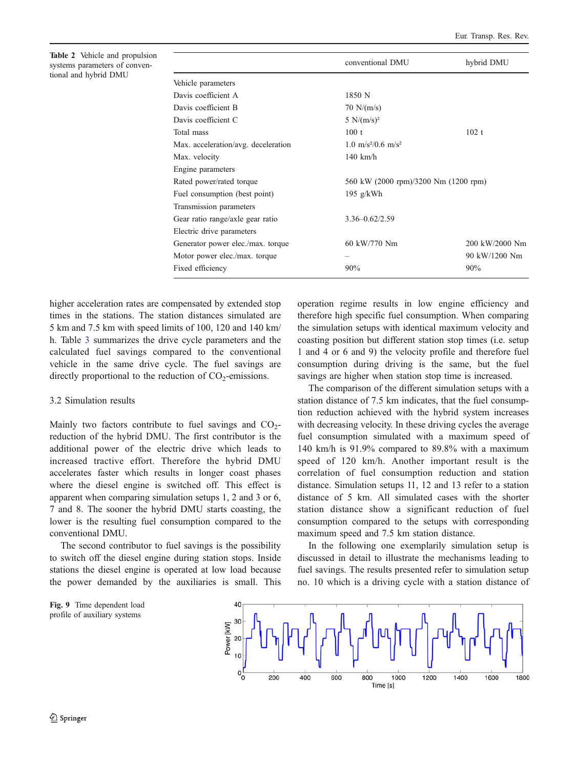**Table 2** Vehicle and propulsion systems parameters of conventional and hybrid DMU

| | conventional DMU | hybrid DMU |
|---|---|---|
| Vehicle parameters | | |
| Davis coefficient A | 1850 N | |
| Davis coefficient B | 70 N/(m/s) | |
| Davis coefficient C | 5 N/(m/s)² | |
| Total mass | 100 t | 102 t |
| Max. acceleration/avg. deceleration | 1.0 m/s²/0.6 m/s² | |
| Max. velocity | 140 km/h | |
| Engine parameters | | |
| Rated power/rated torque | 560 kW (2000 rpm)/3200 Nm (1200 rpm) | |
| Fuel consumption (best point) | 195 g/kWh | |
| Transmission parameters | | |
| Gear ratio range/axle gear ratio | 3.36–0.62/2.59 | |
| Electric drive parameters | | |
| Generator power elec./max. torque | 60 kW/770 Nm | 200 kW/2000 Nm |
| Motor power elec./max. torque | – | 90 kW/1200 Nm |
| Fixed efficiency | 90% | 90% |

higher acceleration rates are compensated by extended stop times in the stations. The station distances simulated are 5 km and 7.5 km with speed limits of 100, 120 and 140 km/h. Table 3 summarizes the drive cycle parameters and the calculated fuel savings compared to the conventional vehicle in the same drive cycle. The fuel savings are directly proportional to the reduction of $CO_2$-emissions.

### 3.2 Simulation results

Mainly two factors contribute to fuel savings and $CO_2$-reduction of the hybrid DMU. The first contributor is the additional power of the electric drive which leads to increased tractive effort. Therefore the hybrid DMU accelerates faster which results in longer coast phases where the diesel engine is switched off. This effect is apparent when comparing simulation setups 1, 2 and 3 or 6, 7 and 8. The sooner the hybrid DMU starts coasting, the lower is the resulting fuel consumption compared to the conventional DMU.

The second contributor to fuel savings is the possibility to switch off the diesel engine during station stops. Inside stations the diesel engine is operated at low load because the power demanded by the auxiliaries is small. This operation regime results in low engine efficiency and therefore high specific fuel consumption. When comparing the simulation setups with identical maximum velocity and coasting position but different station stop times (i.e. setup 1 and 4 or 6 and 9) the velocity profile and therefore fuel consumption during driving is the same, but the fuel savings are higher when station stop time is increased.

The comparison of the different simulation setups with a station distance of 7.5 km indicates, that the fuel consumption reduction achieved with the hybrid system increases with decreasing velocity. In these driving cycles the average fuel consumption simulated with a maximum speed of 140 km/h is 91.9% compared to 89.8% with a maximum speed of 120 km/h. Another important result is the correlation of fuel consumption reduction and station distance. Simulation setups 11, 12 and 13 refer to a station distance of 5 km. All simulated cases with the shorter station distance show a significant reduction of fuel consumption compared to the setups with corresponding maximum speed and 7.5 km station distance.

In the following one exemplarily simulation setup is discussed in detail to illustrate the mechanisms leading to fuel savings. The results presented refer to simulation setup no. 10 which is a driving cycle with a station distance of

**Fig. 9** Time dependent load profile of auxiliary systems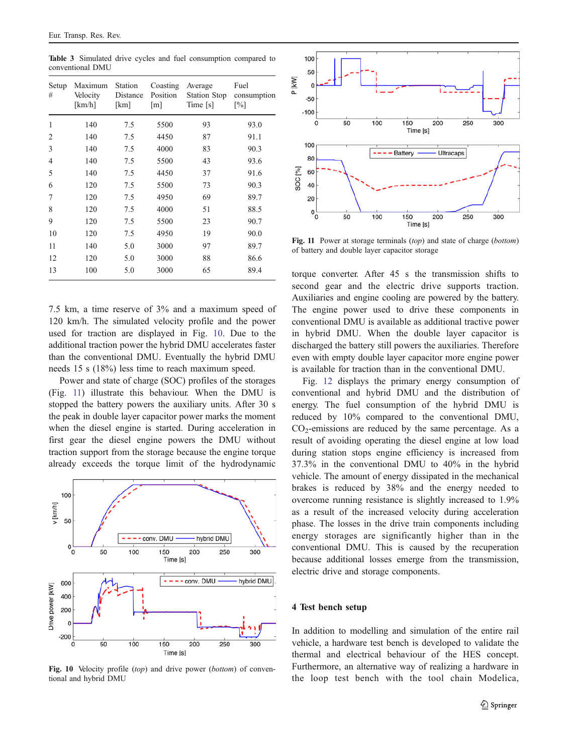**Table 3** Simulated drive cycles and fuel consumption compared to conventional DMU

| Setup # | Maximum Velocity [km/h] | Station Distance [km] | Coasting Position [m] | Average Station Stop Time [s] | Fuel consumption [%] |
|---|---|---|---|---|---|
| 1 | 140 | 7.5 | 5500 | 93 | 93.0 |
| 2 | 140 | 7.5 | 4450 | 87 | 91.1 |
| 3 | 140 | 7.5 | 4000 | 83 | 90.3 |
| 4 | 140 | 7.5 | 5500 | 43 | 93.6 |
| 5 | 140 | 7.5 | 4450 | 37 | 91.6 |
| 6 | 120 | 7.5 | 5500 | 73 | 90.3 |
| 7 | 120 | 7.5 | 4950 | 69 | 89.7 |
| 8 | 120 | 7.5 | 4000 | 51 | 88.5 |
| 9 | 120 | 7.5 | 5500 | 23 | 90.7 |
| 10 | 120 | 7.5 | 4950 | 19 | 90.0 |
| 11 | 140 | 5.0 | 3000 | 97 | 89.7 |
| 12 | 120 | 5.0 | 3000 | 88 | 86.6 |
| 13 | 100 | 5.0 | 3000 | 65 | 89.4 |

7.5 km, a time reserve of 3% and a maximum speed of 120 km/h. The simulated velocity profile and the power used for traction are displayed in Fig. 10. Due to the additional traction power the hybrid DMU accelerates faster than the conventional DMU. Eventually the hybrid DMU needs 15 s (18%) less time to reach maximum speed.

Power and state of charge (SOC) profiles of the storages (Fig. 11) illustrate this behaviour. When the DMU is stopped the battery powers the auxiliary units. After 30 s the peak in double layer capacitor power marks the moment when the diesel engine is started. During acceleration in first gear the diesel engine powers the DMU without traction support from the storage because the engine torque already exceeds the torque limit of the hydrodynamic torque converter. After 45 s the transmission shifts to second gear and the electric drive supports traction. Auxiliaries and engine cooling are powered by the battery. The engine power used to drive these components in conventional DMU is available as additional tractive power in hybrid DMU. When the double layer capacitor is discharged the battery still powers the auxiliaries. Therefore even with empty double layer capacitor more engine power is available for traction than in the conventional DMU.

**Fig. 10** Velocity profile (*top*) and drive power (*bottom*) of conventional and hybrid DMU

**Fig. 11** Power at storage terminals (*top*) and state of charge (*bottom*) of battery and double layer capacitor storage

Fig. 12 displays the primary energy consumption of conventional and hybrid DMU and the distribution of energy. The fuel consumption of the hybrid DMU is reduced by 10% compared to the conventional DMU, $CO_2$-emissions are reduced by the same percentage. As a result of avoiding operating the diesel engine at low load during station stops engine efficiency is increased from 37.3% in the conventional DMU to 40% in the hybrid vehicle. The amount of energy dissipated in the mechanical brakes is reduced by 38% and the energy needed to overcome running resistance is slightly increased to 1.9% as a result of the increased velocity during acceleration phase. The losses in the drive train components including energy storages are significantly higher than in the conventional DMU. This is caused by the recuperation because additional losses emerge from the transmission, electric drive and storage components.

## 4 Test bench setup

In addition to modelling and simulation of the entire rail vehicle, a hardware test bench is developed to validate the thermal and electrical behaviour of the HES concept. Furthermore, an alternative way of realizing a hardware in the loop test bench with the tool chain Modelica,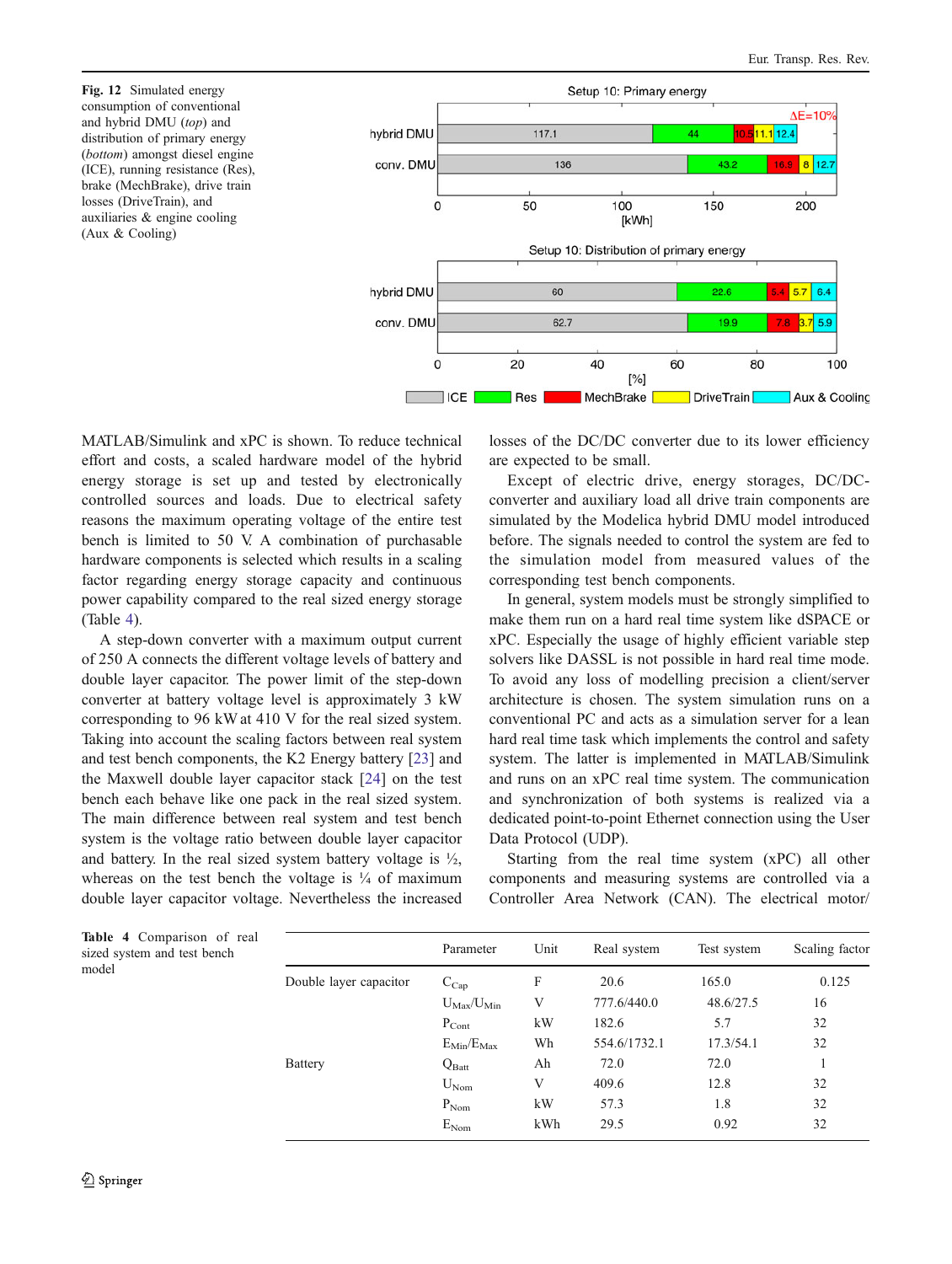**Fig. 12** Simulated energy consumption of conventional and hybrid DMU (*top*) and distribution of primary energy (*bottom*) amongst diesel engine (ICE), running resistance (Res), brake (MechBrake), drive train losses (DriveTrain), and auxiliaries & engine cooling (Aux & Cooling)

MATLAB/Simulink and xPC is shown. To reduce technical effort and costs, a scaled hardware model of the hybrid energy storage is set up and tested by electronically controlled sources and loads. Due to electrical safety reasons the maximum operating voltage of the entire test bench is limited to 50 V. A combination of purchasable hardware components is selected which results in a scaling factor regarding energy storage capacity and continuous power capability compared to the real sized energy storage (Table 4).

A step-down converter with a maximum output current of 250 A connects the different voltage levels of battery and double layer capacitor. The power limit of the step-down converter at battery voltage level is approximately 3 kW corresponding to 96 kW at 410 V for the real sized system. Taking into account the scaling factors between real system and test bench components, the K2 Energy battery [23] and the Maxwell double layer capacitor stack [24] on the test bench each behave like one pack in the real sized system. The main difference between real system and test bench system is the voltage ratio between double layer capacitor and battery. In the real sized system battery voltage is ½, whereas on the test bench the voltage is ¼ of maximum double layer capacitor voltage. Nevertheless the increased losses of the DC/DC converter due to its lower efficiency are expected to be small.

Except of electric drive, energy storages, DC/DC-converter and auxiliary load all drive train components are simulated by the Modelica hybrid DMU model introduced before. The signals needed to control the system are fed to the simulation model from measured values of the corresponding test bench components.

In general, system models must be strongly simplified to make them run on a hard real time system like dSPACE or xPC. Especially the usage of highly efficient variable step solvers like DASSL is not possible in hard real time mode. To avoid any loss of modelling precision a client/server architecture is chosen. The system simulation runs on a conventional PC and acts as a simulation server for a lean hard real time task which implements the control and safety system. The latter is implemented in MATLAB/Simulink and runs on an xPC real time system. The communication and synchronization of both systems is realized via a dedicated point-to-point Ethernet connection using the User Data Protocol (UDP).

Starting from the real time system (xPC) all other components and measuring systems are controlled via a Controller Area Network (CAN). The electrical motor/

**Table 4** Comparison of real sized system and test bench model

| | Parameter | Unit | Real system | Test system | Scaling factor |
|---|---|---|---|---|---|
| Double layer capacitor | $C_{Cap}$ | F | 20.6 | 165.0 | 0.125 |
| | $U_{Max}/U_{Min}$ | V | 777.6/440.0 | 48.6/27.5 | 16 |
| | $P_{Cont}$ | kW | 182.6 | 5.7 | 32 |
| | $E_{Min}/E_{Max}$ | Wh | 554.6/1732.1 | 17.3/54.1 | 32 |
| Battery | $Q_{Batt}$ | Ah | 72.0 | 72.0 | 1 |
| | $U_{Nom}$ | V | 409.6 | 12.8 | 32 |
| | $P_{Nom}$ | kW | 57.3 | 1.8 | 32 |
| | $E_{Nom}$ | kWh | 29.5 | 0.92 | 32 |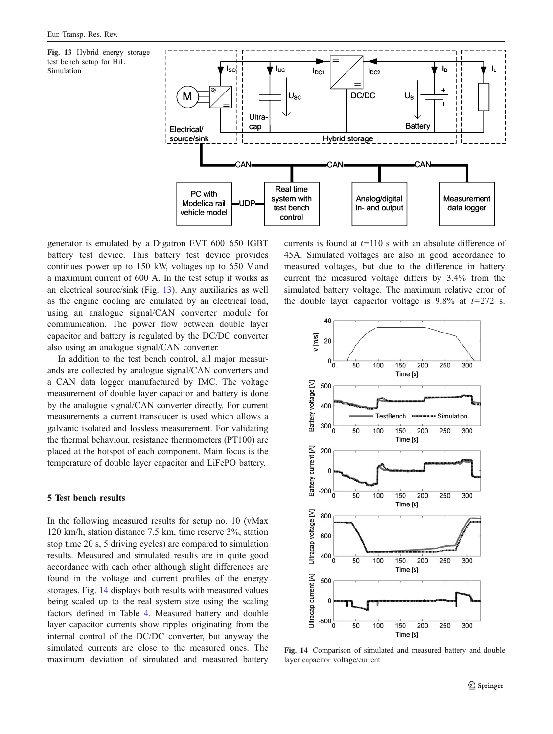Fig. 13 Hybrid energy storage test bench setup for HiL Simulation

generator is emulated by a Digatron EVT 600–650 IGBT battery test device. This battery test device provides continues power up to 150 kW, voltages up to 650 V and a maximum current of 600 A. In the test setup it works as an electrical source/sink (Fig. 13). Any auxiliaries as well as the engine cooling are emulated by an electrical load, using an analogue signal/CAN converter module for communication. The power flow between double layer capacitor and battery is regulated by the DC/DC converter also using an analogue signal/CAN converter.

In addition to the test bench control, all major measurands are collected by analogue signal/CAN converters and a CAN data logger manufactured by IMC. The voltage measurement of double layer capacitor and battery is done by the analogue signal/CAN converter directly. For current measurements a current transducer is used which allows a galvanic isolated and lossless measurement. For validating the thermal behaviour, resistance thermometers (PT100) are placed at the hotspot of each component. Main focus is the temperature of double layer capacitor and LiFePO battery.

## 5 Test bench results

In the following measured results for setup no. 10 (vMax 120 km/h, station distance 7.5 km, time reserve 3%, station stop time 20 s, 5 driving cycles) are compared to simulation results. Measured and simulated results are in quite good accordance with each other although slight differences are found in the voltage and current profiles of the energy storages. Fig. 14 displays both results with measured values being scaled up to the real system size using the scaling factors defined in Table 4. Measured battery and double layer capacitor currents show ripples originating from the internal control of the DC/DC converter, but anyway the simulated currents are close to the measured ones. The maximum deviation of simulated and measured battery currents is found at $t=110$ s with an absolute difference of 45A. Simulated voltages are also in good accordance to measured voltages, but due to the difference in battery current the measured voltage differs by 3.4% from the simulated battery voltage. The maximum relative error of the double layer capacitor voltage is 9.8% at $t=272$ s.

Fig. 14 Comparison of simulated and measured battery and double layer capacitor voltage/current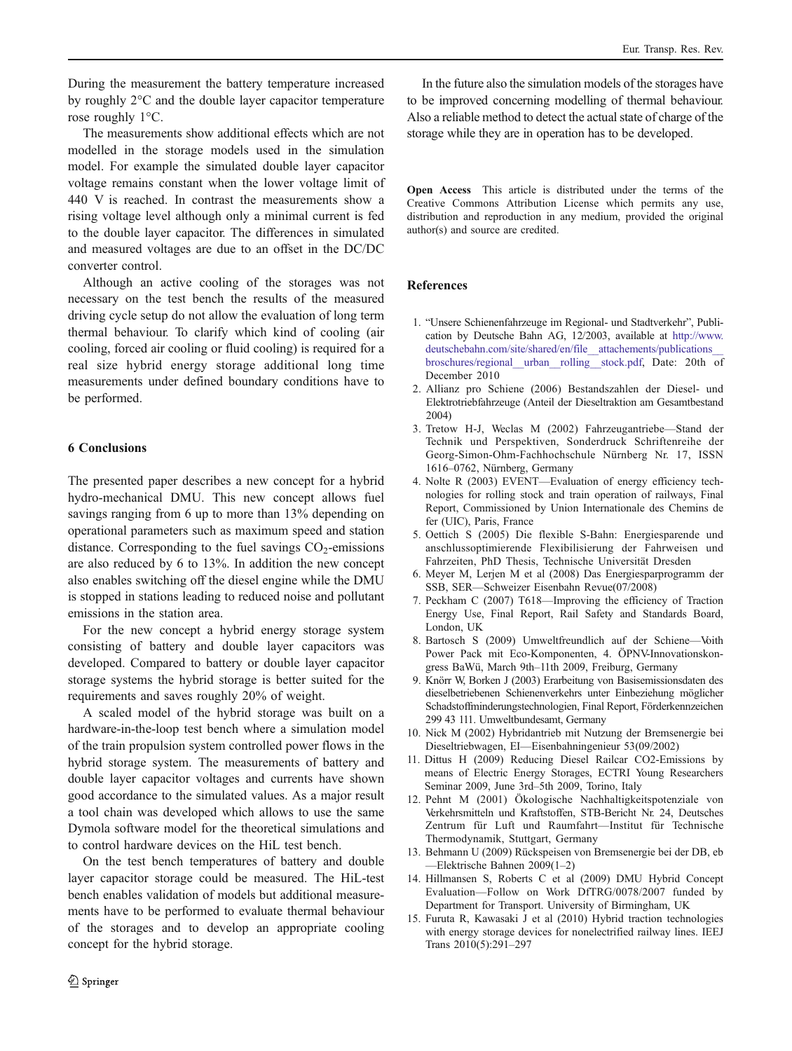During the measurement the battery temperature increased by roughly 2°C and the double layer capacitor temperature rose roughly 1°C.

The measurements show additional effects which are not modelled in the storage models used in the simulation model. For example the simulated double layer capacitor voltage remains constant when the lower voltage limit of 440 V is reached. In contrast the measurements show a rising voltage level although only a minimal current is fed to the double layer capacitor. The differences in simulated and measured voltages are due to an offset in the DC/DC converter control.

Although an active cooling of the storages was not necessary on the test bench the results of the measured driving cycle setup do not allow the evaluation of long term thermal behaviour. To clarify which kind of cooling (air cooling, forced air cooling or fluid cooling) is required for a real size hybrid energy storage additional long time measurements under defined boundary conditions have to be performed.

## 6 Conclusions

The presented paper describes a new concept for a hybrid hydro-mechanical DMU. This new concept allows fuel savings ranging from 6 up to more than 13% depending on operational parameters such as maximum speed and station distance. Corresponding to the fuel savings $CO_2$-emissions are also reduced by 6 to 13%. In addition the new concept also enables switching off the diesel engine while the DMU is stopped in stations leading to reduced noise and pollutant emissions in the station area.

For the new concept a hybrid energy storage system consisting of battery and double layer capacitors was developed. Compared to battery or double layer capacitor storage systems the hybrid storage is better suited for the requirements and saves roughly 20% of weight.

A scaled model of the hybrid storage was built on a hardware-in-the-loop test bench where a simulation model of the train propulsion system controlled power flows in the hybrid storage system. The measurements of battery and double layer capacitor voltages and currents have shown good accordance to the simulated values. As a major result a tool chain was developed which allows to use the same Dymola software model for the theoretical simulations and to control hardware devices on the HiL test bench.

On the test bench temperatures of battery and double layer capacitor storage could be measured. The HiL-test bench enables validation of models but additional measurements have to be performed to evaluate thermal behaviour of the storages and to develop an appropriate cooling concept for the hybrid storage.

In the future also the simulation models of the storages have to be improved concerning modelling of thermal behaviour. Also a reliable method to detect the actual state of charge of the storage while they are in operation has to be developed.

**Open Access** This article is distributed under the terms of the Creative Commons Attribution License which permits any use, distribution and reproduction in any medium, provided the original author(s) and source are credited.

## References

1. "Unsere Schienenfahrzeuge im Regional- und Stadtverkehr", Publication by Deutsche Bahn AG, 12/2003, available at http://www.deutschebahn.com/site/shared/en/file__attachements/publications__broschures/regional__urban__rolling__stock.pdf, Date: 20th of December 2010
2. Allianz pro Schiene (2006) Bestandszahlen der Diesel- und Elektrotriebfahrzeuge (Anteil der Dieseltraktion am Gesamtbestand 2004)
3. Tretow H-J, Weclas M (2002) Fahrzeugantriebe—Stand der Technik und Perspektiven, Sonderdruck Schriftenreihe der Georg-Simon-Ohm-Fachhochschule Nürnberg Nr. 17, ISSN 1616–0762, Nürnberg, Germany
4. Nolte R (2003) EVENT—Evaluation of energy efficiency technologies for rolling stock and train operation of railways, Final Report, Commissioned by Union Internationale des Chemins de fer (UIC), Paris, France
5. Oettich S (2005) Die flexible S-Bahn: Energiesparende und anschlussoptimierende Flexibilisierung der Fahrweisen und Fahrzeiten, PhD Thesis, Technische Universität Dresden
6. Meyer M, Lerjen M et al (2008) Das Energiesparprogramm der SSB, SER—Schweizer Eisenbahn Revue(07/2008)
7. Peckham C (2007) T618—Improving the efficiency of Traction Energy Use, Final Report, Rail Safety and Standards Board, London, UK
8. Bartosch S (2009) Umweltfreundlich auf der Schiene—Voith Power Pack mit Eco-Komponenten, 4. ÖPNV-Innovationskongress BaWü, March 9th–11th 2009, Freiburg, Germany
9. Knörr W, Borken J (2003) Erarbeitung von Basisemissionsdaten des dieselbetriebenen Schienenverkehrs unter Einbeziehung möglicher Schadstoffminderungstechnologien, Final Report, Förderkennzeichen 299 43 111. Umweltbundesamt, Germany
10. Nick M (2002) Hybridantrieb mit Nutzung der Bremsenergie bei Dieseltriebwagen, EI—Eisenbahningenieur 53(09/2002)
11. Dittus H (2009) Reducing Diesel Railcar CO2-Emissions by means of Electric Energy Storages, ECTRI Young Researchers Seminar 2009, June 3rd–5th 2009, Torino, Italy
12. Pehnt M (2001) Ökologische Nachhaltigkeitspotenziale von Verkehrsmitteln und Kraftstoffen, STB-Bericht Nr. 24, Deutsches Zentrum für Luft und Raumfahrt—Institut für Technische Thermodynamik, Stuttgart, Germany
13. Behmann U (2009) Rückspeisen von Bremsenergie bei der DB, eb—Elektrische Bahnen 2009(1–2)
14. Hillmansen S, Roberts C et al (2009) DMU Hybrid Concept Evaluation—Follow on Work DfTRG/0078/2007 funded by Department for Transport. University of Birmingham, UK
15. Furuta R, Kawasaki J et al (2010) Hybrid traction technologies with energy storage devices for nonelectrified railway lines. IEEJ Trans 2010(5):291–297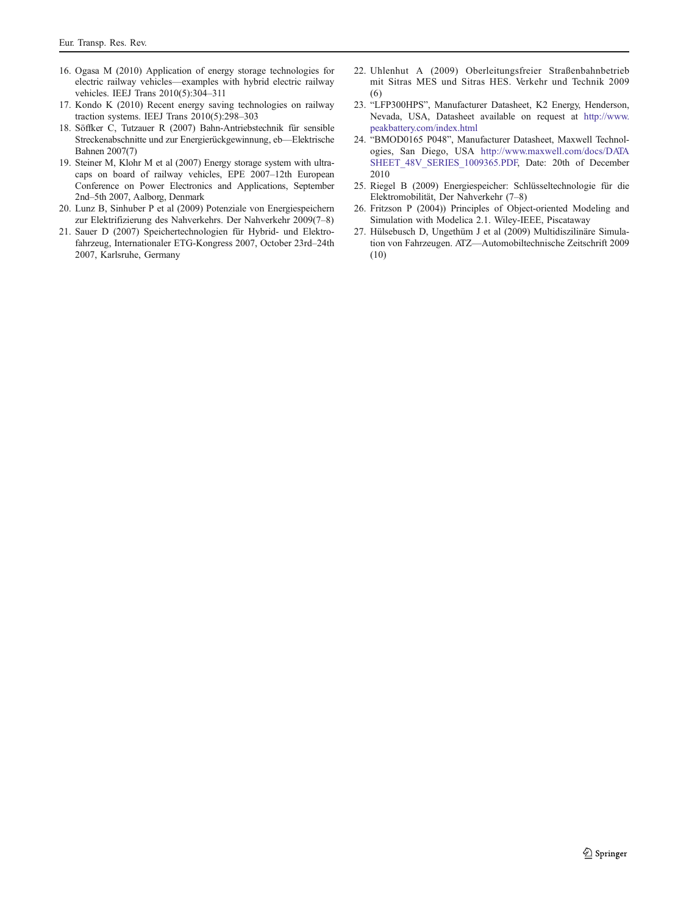16. Ogasa M (2010) Application of energy storage technologies for electric railway vehicles—examples with hybrid electric railway vehicles. IEEJ Trans 2010(5):304–311
17. Kondo K (2010) Recent energy saving technologies on railway traction systems. IEEJ Trans 2010(5):298–303
18. Söffker C, Tutzauer R (2007) Bahn-Antriebstechnik für sensible Streckenabschnitte und zur Energierückgewinnung, eb—Elektrische Bahnen 2007(7)
19. Steiner M, Klohr M et al (2007) Energy storage system with ultracaps on board of railway vehicles, EPE 2007–12th European Conference on Power Electronics and Applications, September 2nd–5th 2007, Aalborg, Denmark
20. Lunz B, Sinhuber P et al (2009) Potenziale von Energiespeichern zur Elektrifizierung des Nahverkehrs. Der Nahverkehr 2009(7–8)
21. Sauer D (2007) Speichertechnologien für Hybrid- und Elektrofahrzeug, Internationaler ETG-Kongress 2007, October 23rd–24th 2007, Karlsruhe, Germany
22. Uhlenhut A (2009) Oberleitungsfreier Straßenbahnbetrieb mit Sitras MES und Sitras HES. Verkehr und Technik 2009 (6)
23. "LFP300HPS", Manufacturer Datasheet, K2 Energy, Henderson, Nevada, USA, Datasheet available on request at http://www.peakbattery.com/index.html
24. "BMOD0165 P048", Manufacturer Datasheet, Maxwell Technologies, San Diego, USA http://www.maxwell.com/docs/DATASHEET_48V_SERIES_1009365.PDF, Date: 20th of December 2010
25. Riegel B (2009) Energiespeicher: Schlüsseltechnologie für die Elektromobilität, Der Nahverkehr (7–8)
26. Fritzson P (2004)) Principles of Object-oriented Modeling and Simulation with Modelica 2.1. Wiley-IEEE, Piscataway
27. Hülsebusch D, Ungethüm J et al (2009) Multidiszilinäre Simulation von Fahrzeugen. ATZ—Automobiltechnische Zeitschrift 2009 (10)